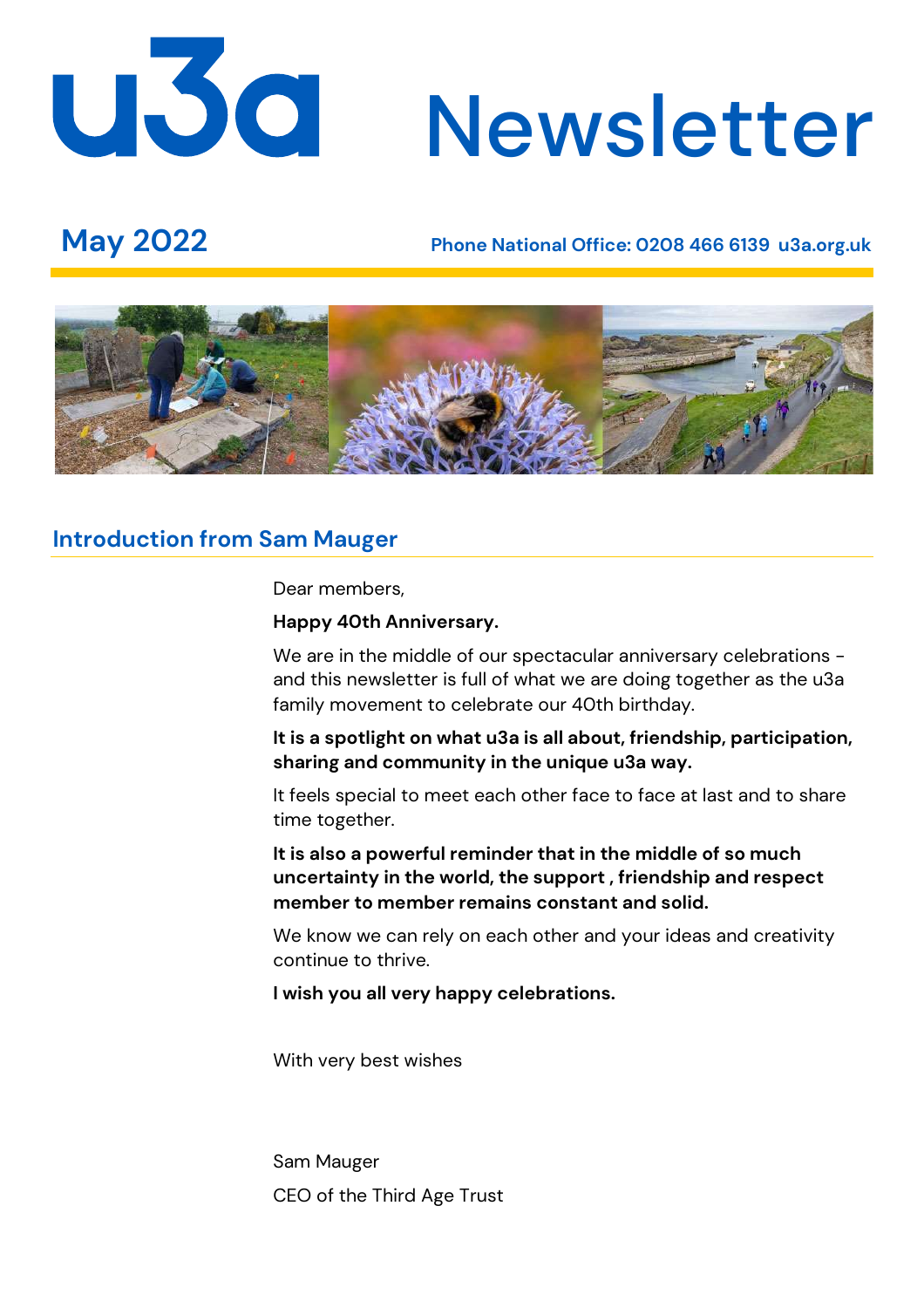# u3a Newsletter

## May 2022

**Phone National Office: 0208 466 6139 u3a.org.uk**

## Introduction from Sam Mauger

Dear members,

**Happy 40th Anniversary.**

We are in the middle of our spectacular anniversary celebrations - and this newsletter is full of what we are doing together as the u3a family movement to celebrate our 40th birthday.

**It is a spotlight on what u3a is all about, friendship, participation, sharing and community in the unique u3a way.**

It feels special to meet each other face to face at last and to share time together.

**It is also a powerful reminder that in the middle of so much uncertainty in the world, the support , friendship and respect member to member remains constant and solid.**

We know we can rely on each other and your ideas and creativity continue to thrive.

**I wish you all very happy celebrations.**

With very best wishes

Sam Mauger

CEO of the Third Age Trust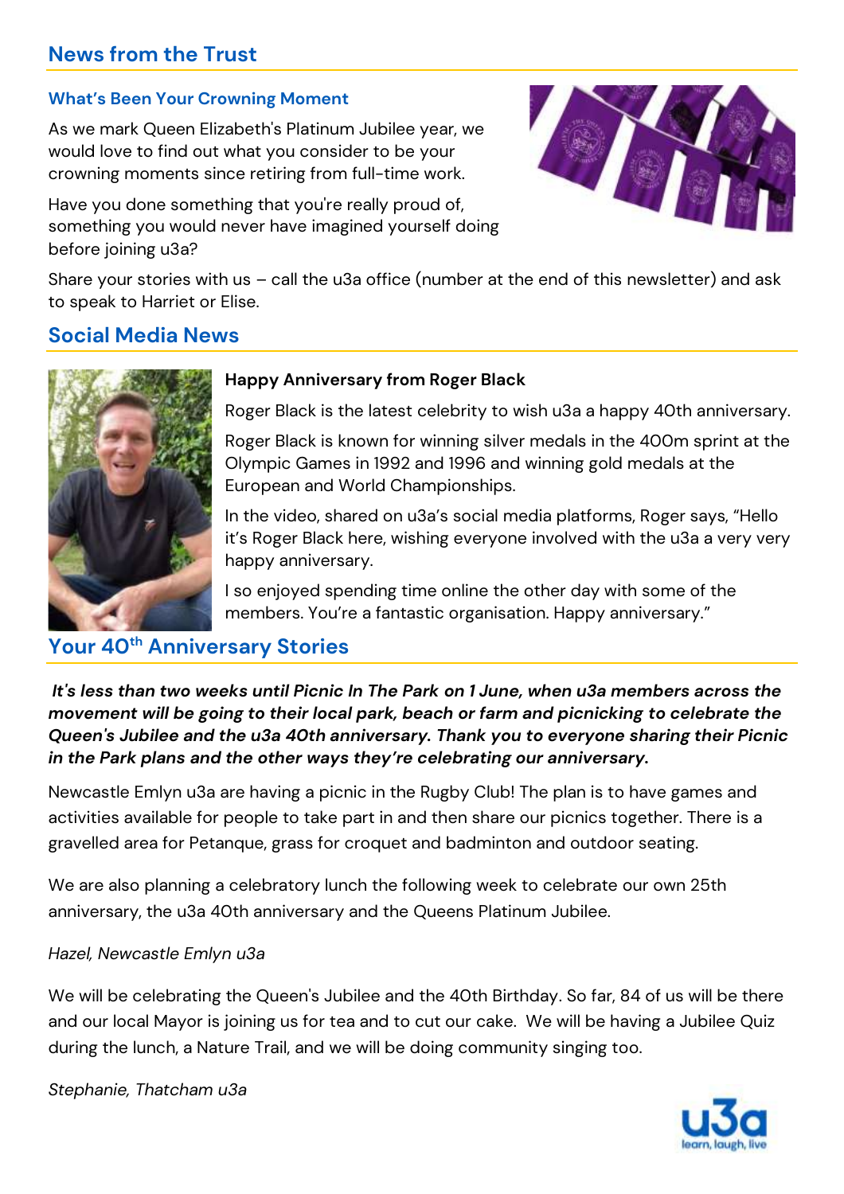## News from the Trust

### What's Been Your Crowning Moment

As we mark Queen Elizabeth's Platinum Jubilee year, we would love to find out what you consider to be your crowning moments since retiring from full-time work.

Have you done something that you're really proud of, something you would never have imagined yourself doing before joining u3a?

Share your stories with us – call the u3a office (number at the end of this newsletter) and ask to speak to Harriet or Elise.

## Social Media News

**Happy Anniversary from Roger Black**

Roger Black is the latest celebrity to wish u3a a happy 40th anniversary.

Roger Black is known for winning silver medals in the 400m sprint at the Olympic Games in 1992 and 1996 and winning gold medals at the European and World Championships.

In the video, shared on u3a's social media platforms, Roger says, "Hello it's Roger Black here, wishing everyone involved with the u3a a very very happy anniversary.

I so enjoyed spending time online the other day with some of the members. You're a fantastic organisation. Happy anniversary."

## Your 40th Anniversary Stories

***It's less than two weeks until Picnic In The Park on 1 June, when u3a members across the movement will be going to their local park, beach or farm and picnicking to celebrate the Queen's Jubilee and the u3a 40th anniversary. Thank you to everyone sharing their Picnic in the Park plans and the other ways they're celebrating our anniversary.***

Newcastle Emlyn u3a are having a picnic in the Rugby Club! The plan is to have games and activities available for people to take part in and then share our picnics together. There is a gravelled area for Petanque, grass for croquet and badminton and outdoor seating.

We are also planning a celebratory lunch the following week to celebrate our own 25th anniversary, the u3a 40th anniversary and the Queens Platinum Jubilee.

*Hazel, Newcastle Emlyn u3a*

We will be celebrating the Queen's Jubilee and the 40th Birthday. So far, 84 of us will be there and our local Mayor is joining us for tea and to cut our cake. We will be having a Jubilee Quiz during the lunch, a Nature Trail, and we will be doing community singing too.

*Stephanie, Thatcham u3a*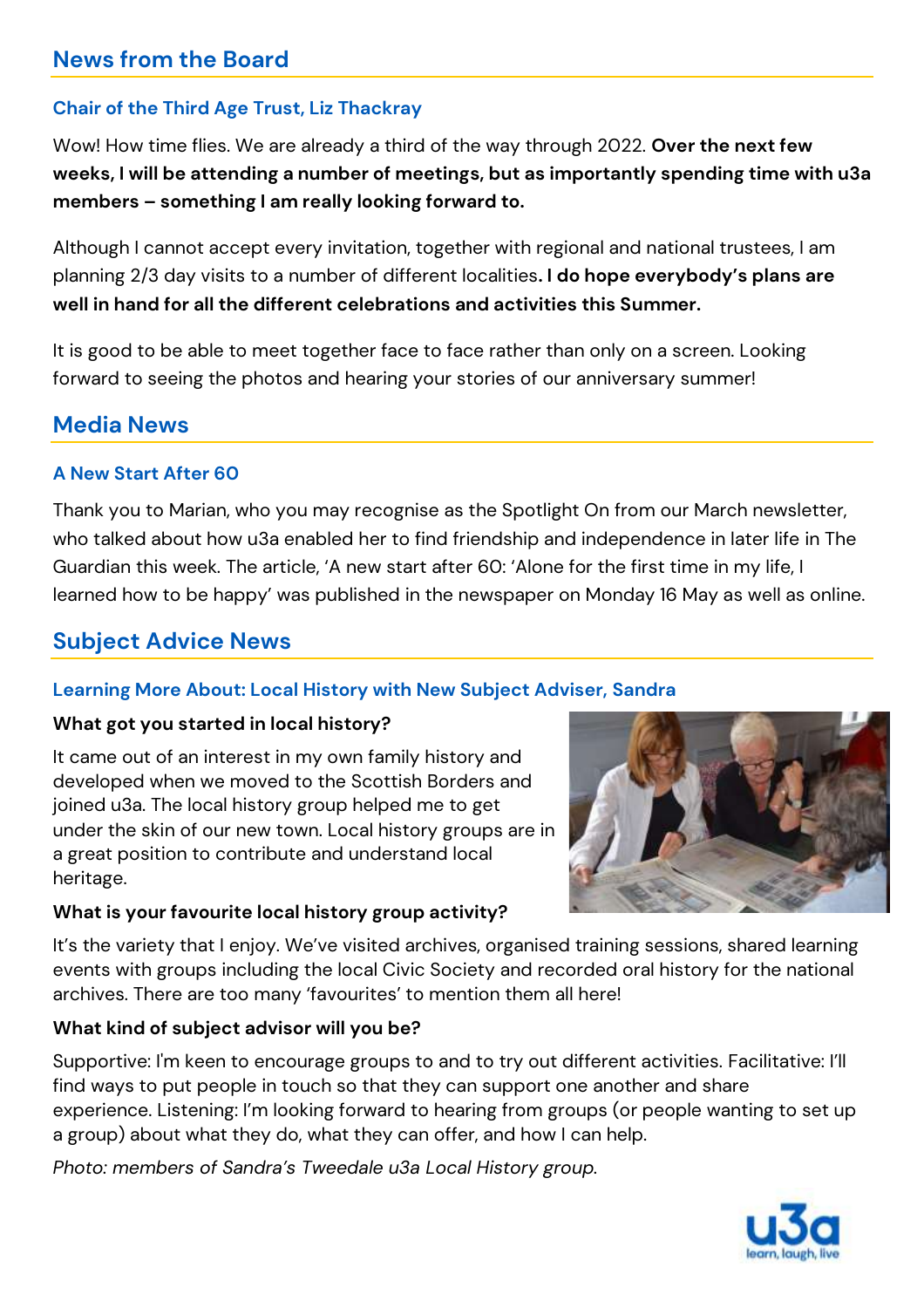## News from the Board

### Chair of the Third Age Trust, Liz Thackray

Wow! How time flies. We are already a third of the way through 2022. **Over the next few weeks, I will be attending a number of meetings, but as importantly spending time with u3a members – something I am really looking forward to.**

Although I cannot accept every invitation, together with regional and national trustees, I am planning 2/3 day visits to a number of different localities**. I do hope everybody's plans are well in hand for all the different celebrations and activities this Summer.**

It is good to be able to meet together face to face rather than only on a screen. Looking forward to seeing the photos and hearing your stories of our anniversary summer!

## Media News

### A New Start After 60

Thank you to Marian, who you may recognise as the Spotlight On from our March newsletter, who talked about how u3a enabled her to find friendship and independence in later life in The Guardian this week. The article, 'A new start after 60: 'Alone for the first time in my life, I learned how to be happy' was published in the newspaper on Monday 16 May as well as online.

## Subject Advice News

### Learning More About: Local History with New Subject Adviser, Sandra

**What got you started in local history?**

It came out of an interest in my own family history and developed when we moved to the Scottish Borders and joined u3a. The local history group helped me to get under the skin of our new town. Local history groups are in a great position to contribute and understand local heritage.

**What is your favourite local history group activity?**

It's the variety that I enjoy. We've visited archives, organised training sessions, shared learning events with groups including the local Civic Society and recorded oral history for the national archives. There are too many 'favourites' to mention them all here!

**What kind of subject advisor will you be?**

Supportive: I'm keen to encourage groups to and to try out different activities. Facilitative: I'll find ways to put people in touch so that they can support one another and share experience. Listening: I'm looking forward to hearing from groups (or people wanting to set up a group) about what they do, what they can offer, and how I can help.

*Photo: members of Sandra's Tweedale u3a Local History group.*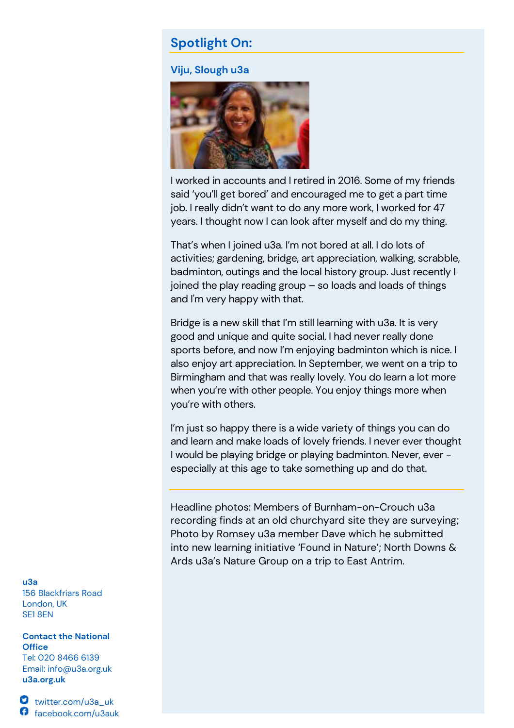## Spotlight On:

### Viju, Slough u3a

I worked in accounts and I retired in 2016. Some of my friends said 'you'll get bored' and encouraged me to get a part time job. I really didn't want to do any more work, I worked for 47 years. I thought now I can look after myself and do my thing.

That's when I joined u3a. I'm not bored at all. I do lots of activities; gardening, bridge, art appreciation, walking, scrabble, badminton, outings and the local history group. Just recently I joined the play reading group – so loads and loads of things and I'm very happy with that.

Bridge is a new skill that I'm still learning with u3a. It is very good and unique and quite social. I had never really done sports before, and now I'm enjoying badminton which is nice. I also enjoy art appreciation. In September, we went on a trip to Birmingham and that was really lovely. You do learn a lot more when you're with other people. You enjoy things more when you're with others.

I'm just so happy there is a wide variety of things you can do and learn and make loads of lovely friends. I never ever thought I would be playing bridge or playing badminton. Never, ever - especially at this age to take something up and do that.

---

Headline photos: Members of Burnham-on-Crouch u3a recording finds at an old churchyard site they are surveying; Photo by Romsey u3a member Dave which he submitted into new learning initiative 'Found in Nature'; North Downs & Ards u3a's Nature Group on a trip to East Antrim.

**u3a**
156 Blackfriars Road
London, UK
SE1 8EN

**Contact the National Office**
Tel: 020 8466 6139
Email: info@u3a.org.uk
**u3a.org.uk**

twitter.com/u3a_uk
facebook.com/u3auk